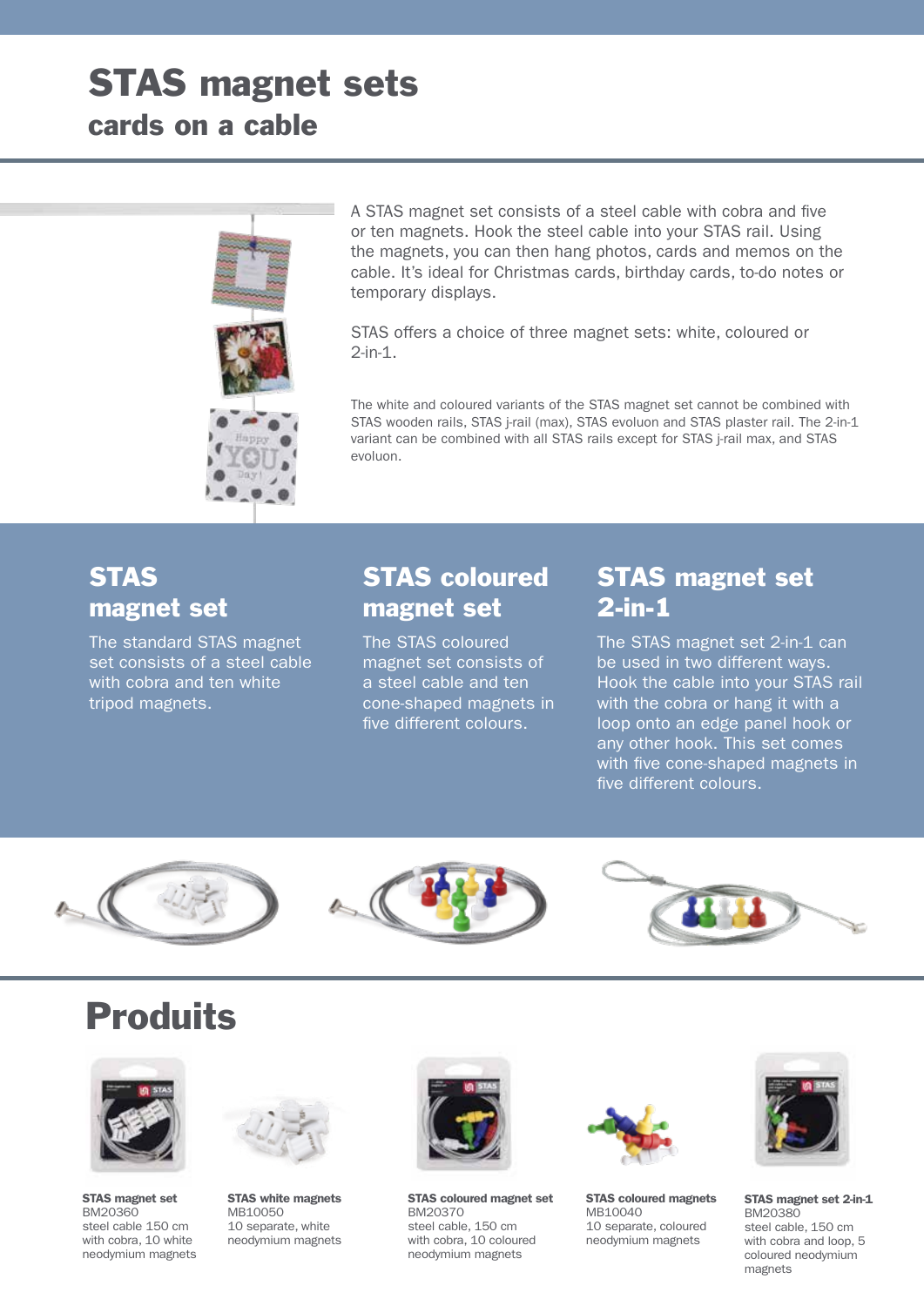# STAS magnet sets

## cards on a cable

A STAS magnet set consists of a steel cable with cobra and five or ten magnets. Hook the steel cable into your STAS rail. Using the magnets, you can then hang photos, cards and memos on the cable. It's ideal for Christmas cards, birthday cards, to-do notes or temporary displays.

STAS offers a choice of three magnet sets: white, coloured or 2-in-1.

The white and coloured variants of the STAS magnet set cannot be combined with STAS wooden rails, STAS j-rail (max), STAS evoluon and STAS plaster rail. The 2-in-1 variant can be combined with all STAS rails except for STAS j-rail max, and STAS evoluon.

### STAS magnet set

The standard STAS magnet set consists of a steel cable with cobra and ten white tripod magnets.

### STAS coloured magnet set

The STAS coloured magnet set consists of a steel cable and ten cone-shaped magnets in five different colours.

### STAS magnet set 2-in-1

The STAS magnet set 2-in-1 can be used in two different ways. Hook the cable into your STAS rail with the cobra or hang it with a loop onto an edge panel hook or any other hook. This set comes with five cone-shaped magnets in five different colours.

## Produits

**STAS magnet set**
BM20360
steel cable 150 cm with cobra, 10 white neodymium magnets

**STAS white magnets**
MB10050
10 separate, white neodymium magnets

**STAS coloured magnet set**
BM20370
steel cable, 150 cm with cobra, 10 coloured neodymium magnets

**STAS coloured magnets**
MB10040
10 separate, coloured neodymium magnets

**STAS magnet set 2-in-1**
BM20380
steel cable, 150 cm with cobra and loop, 5 coloured neodymium magnets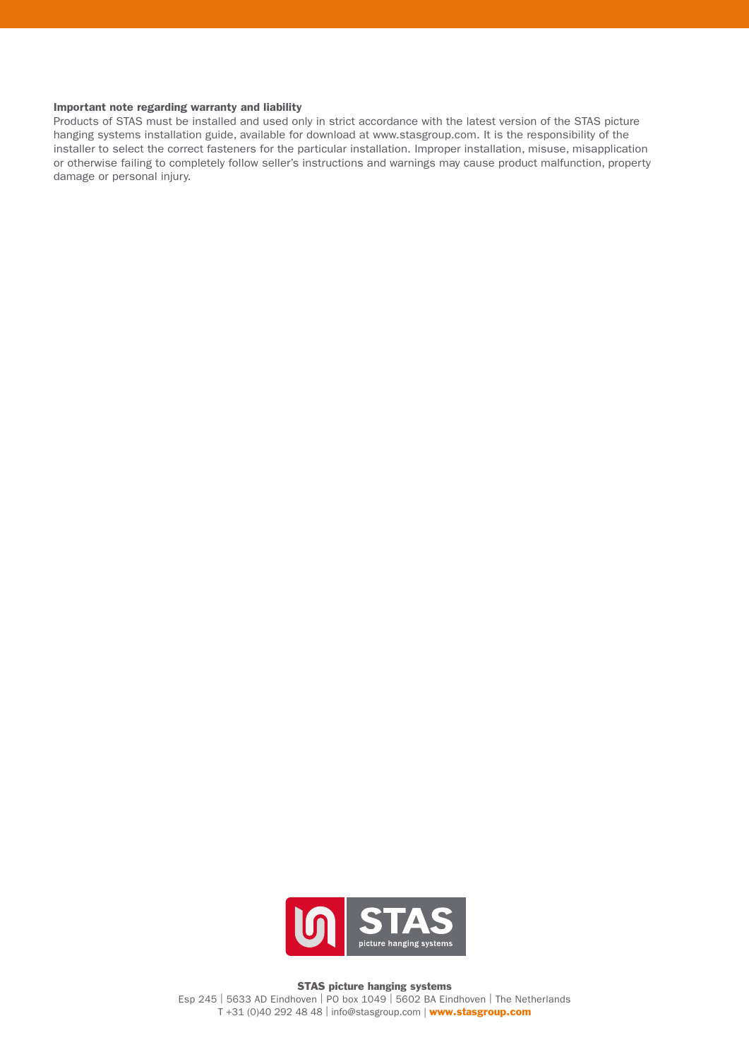**Important note regarding warranty and liability**

Products of STAS must be installed and used only in strict accordance with the latest version of the STAS picture hanging systems installation guide, available for download at www.stasgroup.com. It is the responsibility of the installer to select the correct fasteners for the particular installation. Improper installation, misuse, misapplication or otherwise failing to completely follow seller's instructions and warnings may cause product malfunction, property damage or personal injury.

STAS
picture hanging systems

**STAS picture hanging systems**

Esp 245 | 5633 AD Eindhoven | PO box 1049 | 5602 BA Eindhoven | The Netherlands

T +31 (0)40 292 48 48 | info@stasgroup.com | **www.stasgroup.com**